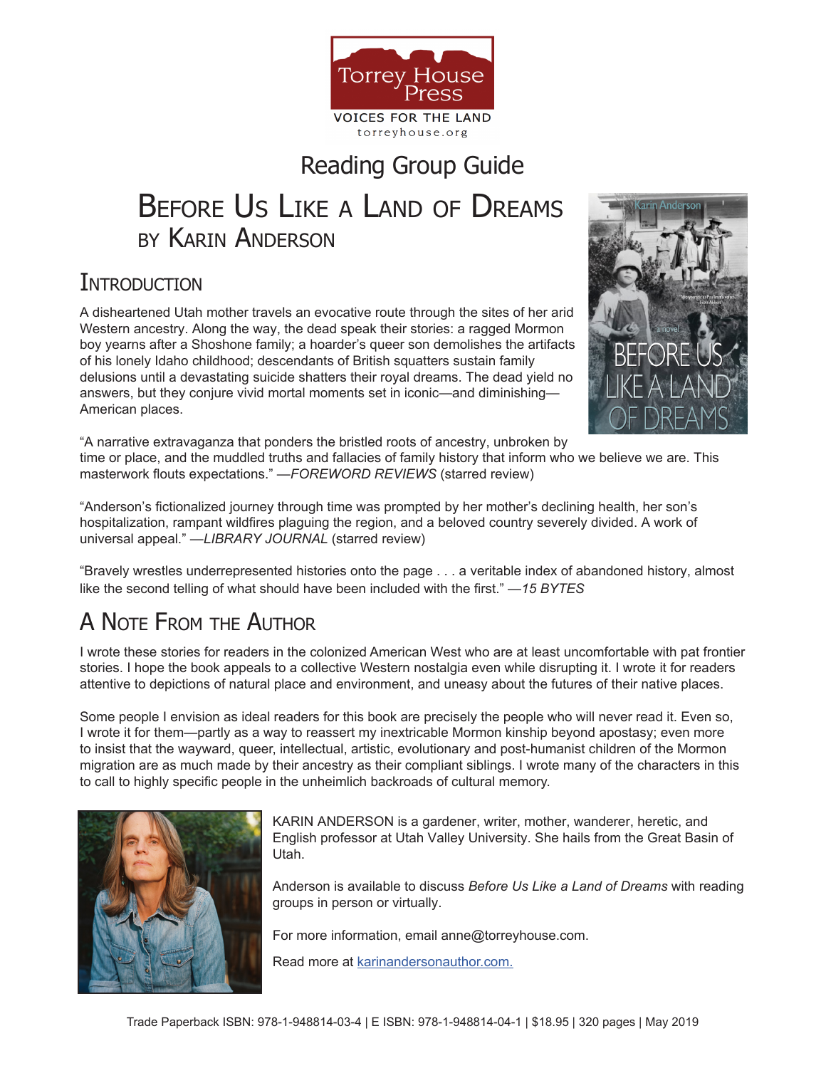Torrey House Press

VOICES FOR THE LAND

torreyhouse.org

# Reading Group Guide

# Before Us Like a Land of Dreams
## by Karin Anderson

## Introduction

A disheartened Utah mother travels an evocative route through the sites of her arid Western ancestry. Along the way, the dead speak their stories: a ragged Mormon boy yearns after a Shoshone family; a hoarder's queer son demolishes the artifacts of his lonely Idaho childhood; descendants of British squatters sustain family delusions until a devastating suicide shatters their royal dreams. The dead yield no answers, but they conjure vivid mortal moments set in iconic—and diminishing—American places.

"A narrative extravaganza that ponders the bristled roots of ancestry, unbroken by time or place, and the muddled truths and fallacies of family history that inform who we believe we are. This masterwork flouts expectations." —*FOREWORD REVIEWS* (starred review)

"Anderson's fictionalized journey through time was prompted by her mother's declining health, her son's hospitalization, rampant wildfires plaguing the region, and a beloved country severely divided. A work of universal appeal." —*LIBRARY JOURNAL* (starred review)

"Bravely wrestles underrepresented histories onto the page . . . a veritable index of abandoned history, almost like the second telling of what should have been included with the first." —*15 BYTES*

## A Note From the Author

I wrote these stories for readers in the colonized American West who are at least uncomfortable with pat frontier stories. I hope the book appeals to a collective Western nostalgia even while disrupting it. I wrote it for readers attentive to depictions of natural place and environment, and uneasy about the futures of their native places.

Some people I envision as ideal readers for this book are precisely the people who will never read it. Even so, I wrote it for them—partly as a way to reassert my inextricable Mormon kinship beyond apostasy; even more to insist that the wayward, queer, intellectual, artistic, evolutionary and post-humanist children of the Mormon migration are as much made by their ancestry as their compliant siblings. I wrote many of the characters in this to call to highly specific people in the unheimlich backroads of cultural memory.

KARIN ANDERSON is a gardener, writer, mother, wanderer, heretic, and English professor at Utah Valley University. She hails from the Great Basin of Utah.

Anderson is available to discuss *Before Us Like a Land of Dreams* with reading groups in person or virtually.

For more information, email anne@torreyhouse.com.

Read more at [karinandersonauthor.com.](karinandersonauthor.com)

Trade Paperback ISBN: 978-1-948814-03-4 | E ISBN: 978-1-948814-04-1 | $18.95 | 320 pages | May 2019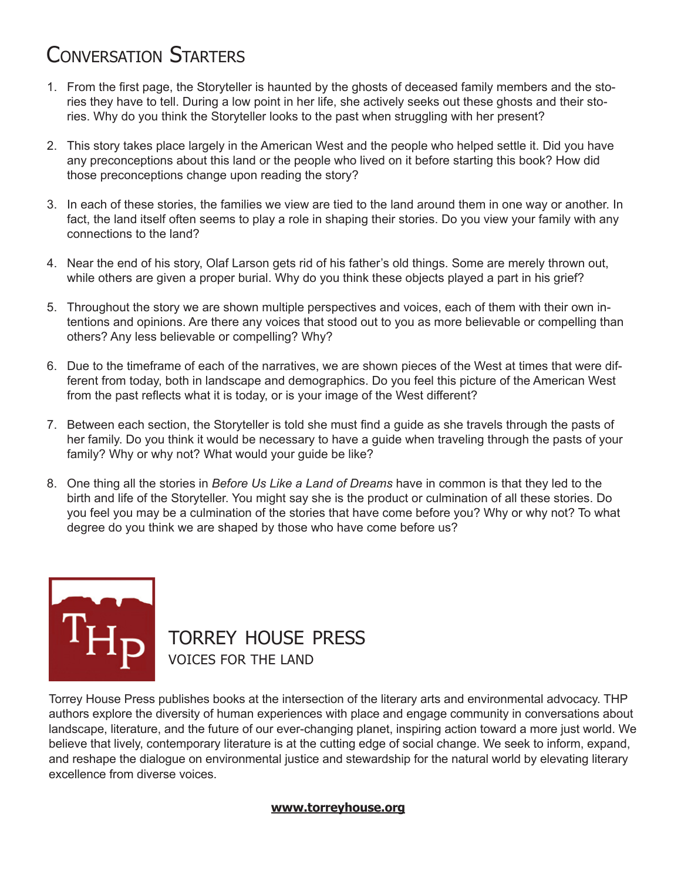# Conversation Starters

1. From the first page, the Storyteller is haunted by the ghosts of deceased family members and the stories they have to tell. During a low point in her life, she actively seeks out these ghosts and their stories. Why do you think the Storyteller looks to the past when struggling with her present?

2. This story takes place largely in the American West and the people who helped settle it. Did you have any preconceptions about this land or the people who lived on it before starting this book? How did those preconceptions change upon reading the story?

3. In each of these stories, the families we view are tied to the land around them in one way or another. In fact, the land itself often seems to play a role in shaping their stories. Do you view your family with any connections to the land?

4. Near the end of his story, Olaf Larson gets rid of his father's old things. Some are merely thrown out, while others are given a proper burial. Why do you think these objects played a part in his grief?

5. Throughout the story we are shown multiple perspectives and voices, each of them with their own intentions and opinions. Are there any voices that stood out to you as more believable or compelling than others? Any less believable or compelling? Why?

6. Due to the timeframe of each of the narratives, we are shown pieces of the West at times that were different from today, both in landscape and demographics. Do you feel this picture of the American West from the past reflects what it is today, or is your image of the West different?

7. Between each section, the Storyteller is told she must find a guide as she travels through the pasts of her family. Do you think it would be necessary to have a guide when traveling through the pasts of your family? Why or why not? What would your guide be like?

8. One thing all the stories in *Before Us Like a Land of Dreams* have in common is that they led to the birth and life of the Storyteller. You might say she is the product or culmination of all these stories. Do you feel you may be a culmination of the stories that have come before you? Why or why not? To what degree do you think we are shaped by those who have come before us?

THP

TORREY HOUSE PRESS
VOICES FOR THE LAND

Torrey House Press publishes books at the intersection of the literary arts and environmental advocacy. THP authors explore the diversity of human experiences with place and engage community in conversations about landscape, literature, and the future of our ever-changing planet, inspiring action toward a more just world. We believe that lively, contemporary literature is at the cutting edge of social change. We seek to inform, expand, and reshape the dialogue on environmental justice and stewardship for the natural world by elevating literary excellence from diverse voices.

**www.torreyhouse.org**